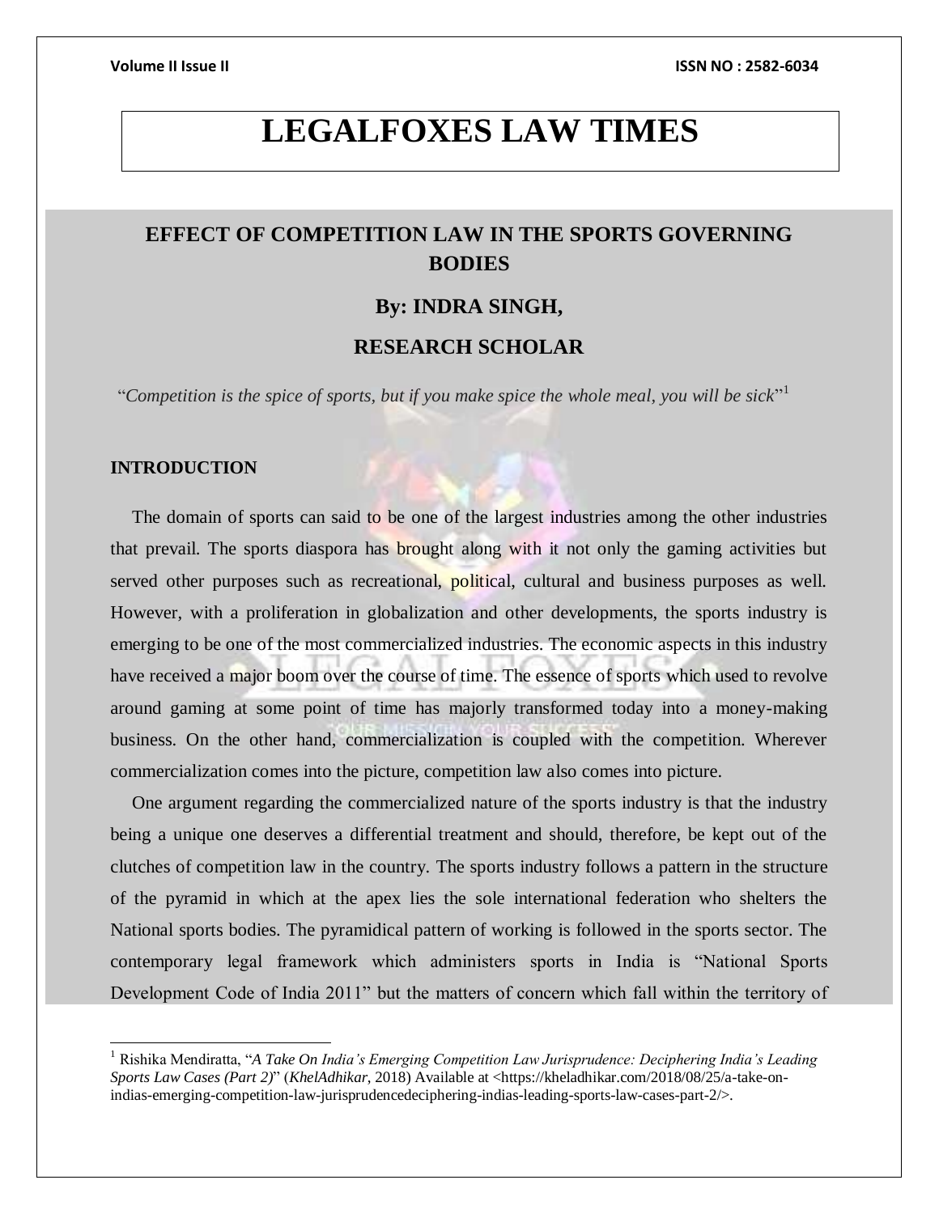# LEGALFOXES LAW TIMES

## EFFECT OF COMPETITION LAW IN THE SPORTS GOVERNING BODIES

### By: INDRA SINGH,

### RESEARCH SCHOLAR

"*Competition is the spice of sports, but if you make spice the whole meal, you will be sick*"[1]

### INTRODUCTION

The domain of sports can said to be one of the largest industries among the other industries that prevail. The sports diaspora has brought along with it not only the gaming activities but served other purposes such as recreational, political, cultural and business purposes as well. However, with a proliferation in globalization and other developments, the sports industry is emerging to be one of the most commercialized industries. The economic aspects in this industry have received a major boom over the course of time. The essence of sports which used to revolve around gaming at some point of time has majorly transformed today into a money-making business. On the other hand, commercialization is coupled with the competition. Wherever commercialization comes into the picture, competition law also comes into picture.

One argument regarding the commercialized nature of the sports industry is that the industry being a unique one deserves a differential treatment and should, therefore, be kept out of the clutches of competition law in the country. The sports industry follows a pattern in the structure of the pyramid in which at the apex lies the sole international federation who shelters the National sports bodies. The pyramidical pattern of working is followed in the sports sector. The contemporary legal framework which administers sports in India is "National Sports Development Code of India 2011" but the matters of concern which fall within the territory of

---

[1] Rishika Mendiratta, "*A Take On India's Emerging Competition Law Jurisprudence: Deciphering India's Leading Sports Law Cases (Part 2)*" (*KhelAdhikar*, 2018) Available at <https://kheladhikar.com/2018/08/25/a-take-on-indias-emerging-competition-law-jurisprudencedeciphering-indias-leading-sports-law-cases-part-2/>.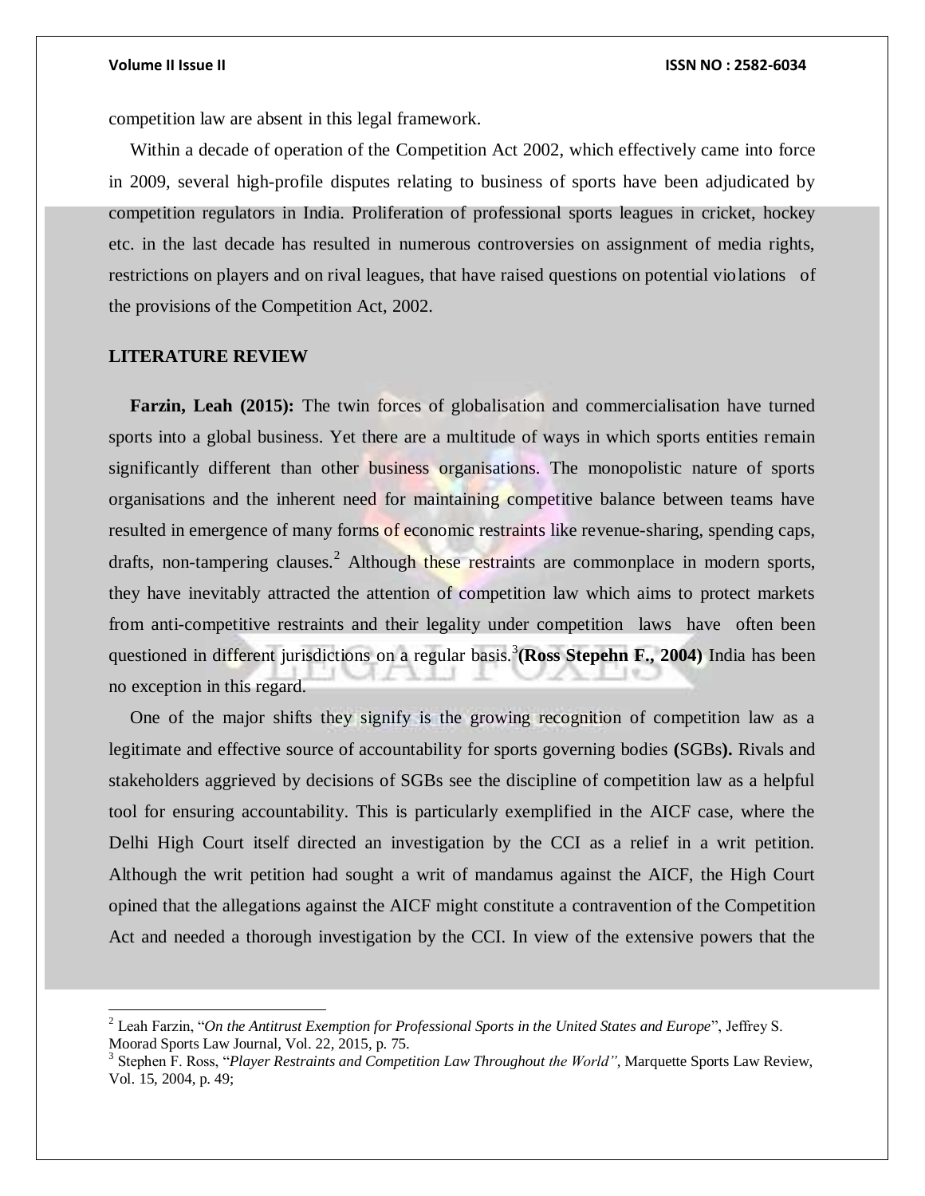competition law are absent in this legal framework.

Within a decade of operation of the Competition Act 2002, which effectively came into force in 2009, several high-profile disputes relating to business of sports have been adjudicated by competition regulators in India. Proliferation of professional sports leagues in cricket, hockey etc. in the last decade has resulted in numerous controversies on assignment of media rights, restrictions on players and on rival leagues, that have raised questions on potential violations of the provisions of the Competition Act, 2002.

## LITERATURE REVIEW

**Farzin, Leah (2015):** The twin forces of globalisation and commercialisation have turned sports into a global business. Yet there are a multitude of ways in which sports entities remain significantly different than other business organisations. The monopolistic nature of sports organisations and the inherent need for maintaining competitive balance between teams have resulted in emergence of many forms of economic restraints like revenue-sharing, spending caps, drafts, non-tampering clauses.[2] Although these restraints are commonplace in modern sports, they have inevitably attracted the attention of competition law which aims to protect markets from anti-competitive restraints and their legality under competition laws have often been questioned in different jurisdictions on a regular basis.[3] **(Ross Stepehn F., 2004)** India has been no exception in this regard.

One of the major shifts they signify is the growing recognition of competition law as a legitimate and effective source of accountability for sports governing bodies **(**SGBs**).** Rivals and stakeholders aggrieved by decisions of SGBs see the discipline of competition law as a helpful tool for ensuring accountability. This is particularly exemplified in the AICF case, where the Delhi High Court itself directed an investigation by the CCI as a relief in a writ petition. Although the writ petition had sought a writ of mandamus against the AICF, the High Court opined that the allegations against the AICF might constitute a contravention of the Competition Act and needed a thorough investigation by the CCI. In view of the extensive powers that the

---

[2] Leah Farzin, "*On the Antitrust Exemption for Professional Sports in the United States and Europe*", Jeffrey S. Moorad Sports Law Journal, Vol. 22, 2015, p. 75.

[3] Stephen F. Ross, "*Player Restraints and Competition Law Throughout the World"*, Marquette Sports Law Review, Vol. 15, 2004, p. 49;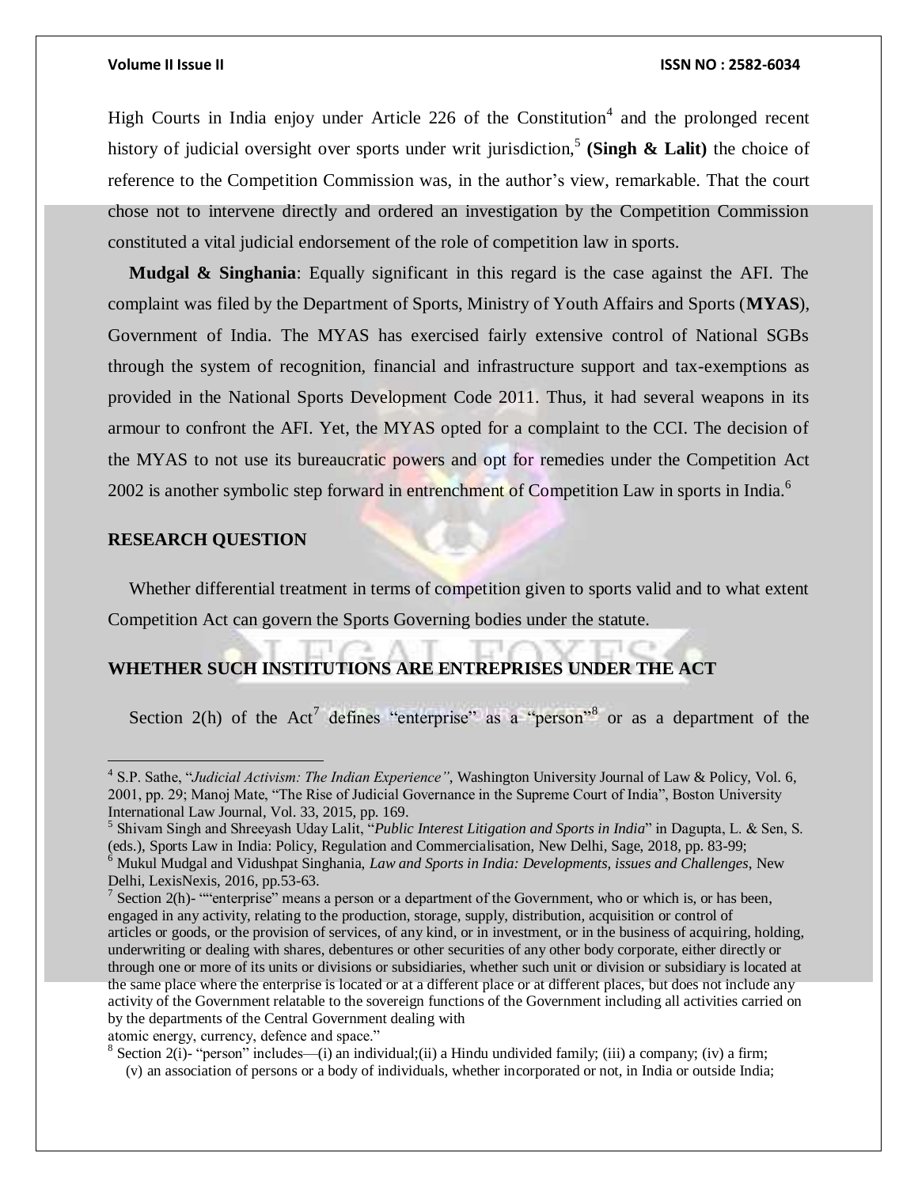High Courts in India enjoy under Article 226 of the Constitution[4] and the prolonged recent history of judicial oversight over sports under writ jurisdiction,[5] **(Singh & Lalit)** the choice of reference to the Competition Commission was, in the author's view, remarkable. That the court chose not to intervene directly and ordered an investigation by the Competition Commission constituted a vital judicial endorsement of the role of competition law in sports.

**Mudgal & Singhania**: Equally significant in this regard is the case against the AFI. The complaint was filed by the Department of Sports, Ministry of Youth Affairs and Sports (**MYAS**), Government of India. The MYAS has exercised fairly extensive control of National SGBs through the system of recognition, financial and infrastructure support and tax-exemptions as provided in the National Sports Development Code 2011. Thus, it had several weapons in its armour to confront the AFI. Yet, the MYAS opted for a complaint to the CCI. The decision of the MYAS to not use its bureaucratic powers and opt for remedies under the Competition Act 2002 is another symbolic step forward in entrenchment of Competition Law in sports in India.[6]

## RESEARCH QUESTION

Whether differential treatment in terms of competition given to sports valid and to what extent Competition Act can govern the Sports Governing bodies under the statute.

## WHETHER SUCH INSTITUTIONS ARE ENTREPRISES UNDER THE ACT

Section 2(h) of the Act[7] defines "enterprise" as a "person"[8] or as a department of the

---

[4] S.P. Sathe, "*Judicial Activism: The Indian Experience"*, Washington University Journal of Law & Policy, Vol. 6, 2001, pp. 29; Manoj Mate, "The Rise of Judicial Governance in the Supreme Court of India", Boston University International Law Journal, Vol. 33, 2015, pp. 169.

[5] Shivam Singh and Shreeyash Uday Lalit, "*Public Interest Litigation and Sports in India*" in Dagupta, L. & Sen, S. (eds.), Sports Law in India: Policy, Regulation and Commercialisation, New Delhi, Sage, 2018, pp. 83-99;

[6] Mukul Mudgal and Vidushpat Singhania, *Law and Sports in India: Developments, issues and Challenges*, New Delhi, LexisNexis, 2016, pp.53-63.

[7] Section 2(h)- ""enterprise" means a person or a department of the Government, who or which is, or has been, engaged in any activity, relating to the production, storage, supply, distribution, acquisition or control of articles or goods, or the provision of services, of any kind, or in investment, or in the business of acquiring, holding, underwriting or dealing with shares, debentures or other securities of any other body corporate, either directly or through one or more of its units or divisions or subsidiaries, whether such unit or division or subsidiary is located at the same place where the enterprise is located or at a different place or at different places, but does not include any activity of the Government relatable to the sovereign functions of the Government including all activities carried on by the departments of the Central Government dealing with atomic energy, currency, defence and space."

[8] Section 2(i)- "person" includes—(i) an individual;(ii) a Hindu undivided family; (iii) a company; (iv) a firm; (v) an association of persons or a body of individuals, whether incorporated or not, in India or outside India;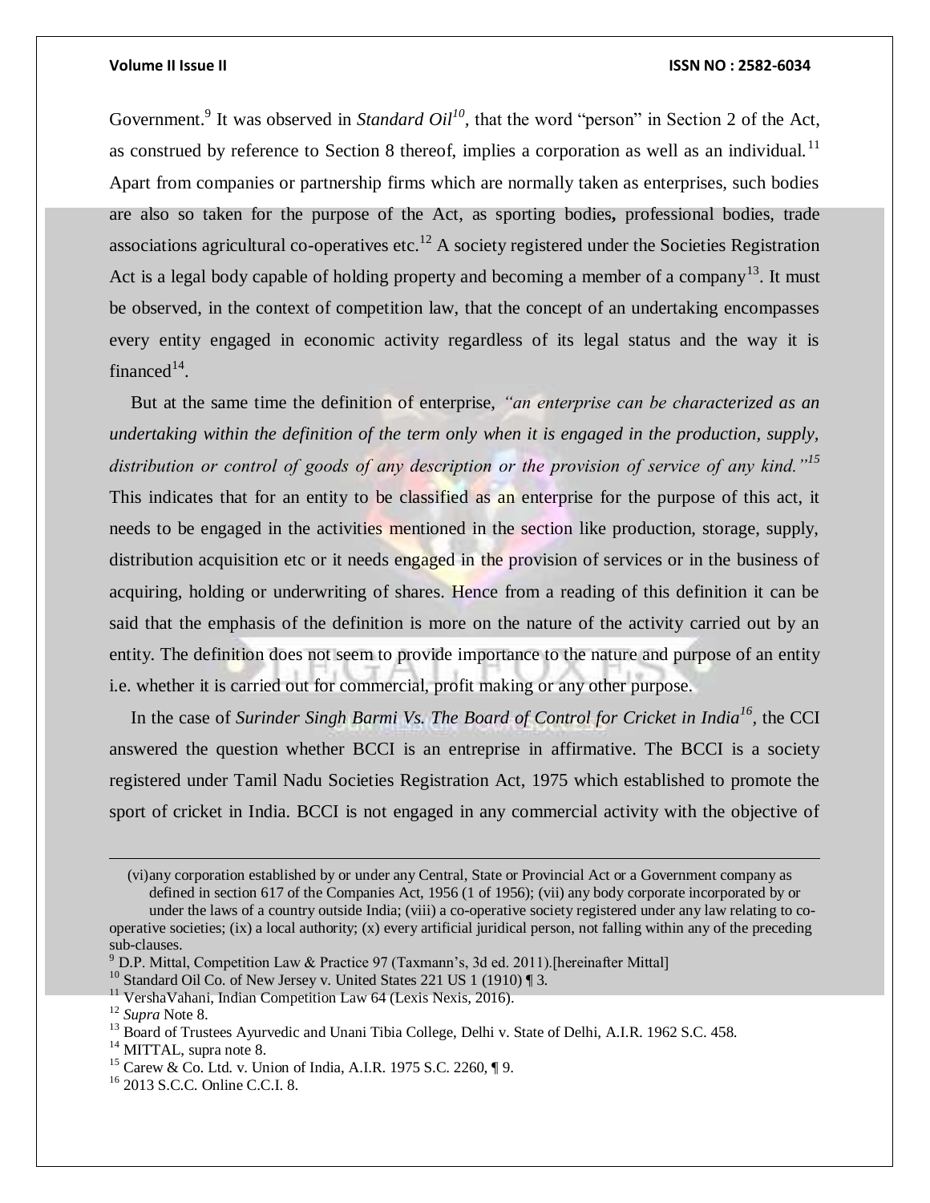Government.[9] It was observed in *Standard Oil*[10], that the word "person" in Section 2 of the Act, as construed by reference to Section 8 thereof, implies a corporation as well as an individual.[11] Apart from companies or partnership firms which are normally taken as enterprises, such bodies are also so taken for the purpose of the Act, as sporting bodies**,** professional bodies, trade associations agricultural co-operatives etc.[12] A society registered under the Societies Registration Act is a legal body capable of holding property and becoming a member of a company[13]. It must be observed, in the context of competition law, that the concept of an undertaking encompasses every entity engaged in economic activity regardless of its legal status and the way it is financed[14].

But at the same time the definition of enterprise, *"an enterprise can be characterized as an undertaking within the definition of the term only when it is engaged in the production, supply, distribution or control of goods of any description or the provision of service of any kind."*[15] This indicates that for an entity to be classified as an enterprise for the purpose of this act, it needs to be engaged in the activities mentioned in the section like production, storage, supply, distribution acquisition etc or it needs engaged in the provision of services or in the business of acquiring, holding or underwriting of shares. Hence from a reading of this definition it can be said that the emphasis of the definition is more on the nature of the activity carried out by an entity. The definition does not seem to provide importance to the nature and purpose of an entity i.e. whether it is carried out for commercial, profit making or any other purpose.

In the case of *Surinder Singh Barmi Vs. The Board of Control for Cricket in India*[16], the CCI answered the question whether BCCI is an entreprise in affirmative. The BCCI is a society registered under Tamil Nadu Societies Registration Act, 1975 which established to promote the sport of cricket in India. BCCI is not engaged in any commercial activity with the objective of

---

(vi)any corporation established by or under any Central, State or Provincial Act or a Government company as defined in section 617 of the Companies Act, 1956 (1 of 1956); (vii) any body corporate incorporated by or under the laws of a country outside India; (viii) a co-operative society registered under any law relating to co-operative societies; (ix) a local authority; (x) every artificial juridical person, not falling within any of the preceding sub-clauses.

[9] D.P. Mittal, Competition Law & Practice 97 (Taxmann's, 3d ed. 2011).[hereinafter Mittal]

[10] Standard Oil Co. of New Jersey v. United States 221 US 1 (1910) ¶ 3.

[11] VershaVahani, Indian Competition Law 64 (Lexis Nexis, 2016).

[12] *Supra* Note 8.

[13] Board of Trustees Ayurvedic and Unani Tibia College, Delhi v. State of Delhi, A.I.R. 1962 S.C. 458.

[14] MITTAL, supra note 8.

[15] Carew & Co. Ltd. v. Union of India, A.I.R. 1975 S.C. 2260, ¶ 9.

[16] 2013 S.C.C. Online C.C.I. 8.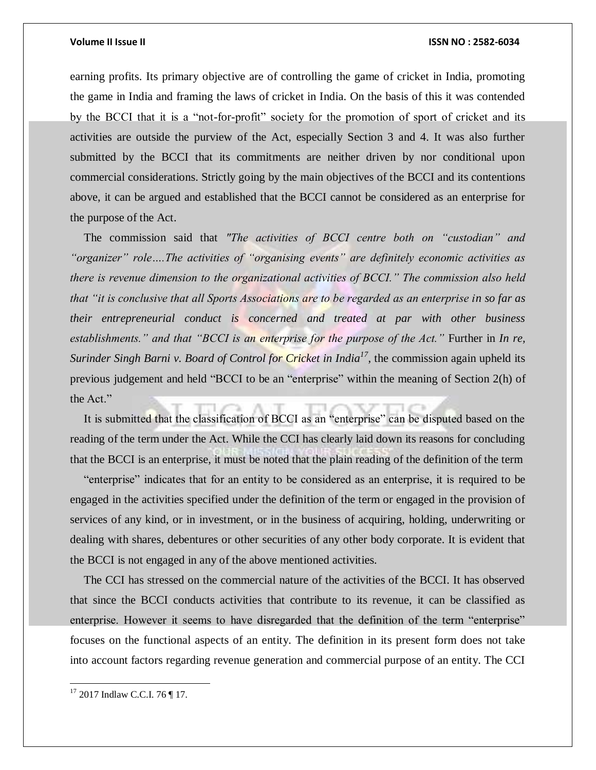earning profits. Its primary objective are of controlling the game of cricket in India, promoting the game in India and framing the laws of cricket in India. On the basis of this it was contended by the BCCI that it is a "not-for-profit" society for the promotion of sport of cricket and its activities are outside the purview of the Act, especially Section 3 and 4. It was also further submitted by the BCCI that its commitments are neither driven by nor conditional upon commercial considerations. Strictly going by the main objectives of the BCCI and its contentions above, it can be argued and established that the BCCI cannot be considered as an enterprise for the purpose of the Act.

The commission said that *"The activities of BCCI centre both on "custodian" and "organizer" role….The activities of "organising events" are definitely economic activities as there is revenue dimension to the organizational activities of BCCI." The commission also held that "it is conclusive that all Sports Associations are to be regarded as an enterprise in so far as their entrepreneurial conduct is concerned and treated at par with other business establishments." and that "BCCI is an enterprise for the purpose of the Act."* Further in *In re, Surinder Singh Barni v. Board of Control for Cricket in India*[17], the commission again upheld its previous judgement and held "BCCI to be an "enterprise" within the meaning of Section 2(h) of the Act."

It is submitted that the classification of BCCI as an "enterprise" can be disputed based on the reading of the term under the Act. While the CCI has clearly laid down its reasons for concluding that the BCCI is an enterprise, it must be noted that the plain reading of the definition of the term "enterprise" indicates that for an entity to be considered as an enterprise, it is required to be engaged in the activities specified under the definition of the term or engaged in the provision of services of any kind, or in investment, or in the business of acquiring, holding, underwriting or dealing with shares, debentures or other securities of any other body corporate. It is evident that the BCCI is not engaged in any of the above mentioned activities.

The CCI has stressed on the commercial nature of the activities of the BCCI. It has observed that since the BCCI conducts activities that contribute to its revenue, it can be classified as enterprise. However it seems to have disregarded that the definition of the term "enterprise" focuses on the functional aspects of an entity. The definition in its present form does not take into account factors regarding revenue generation and commercial purpose of an entity. The CCI

---

[17] 2017 Indlaw C.C.I. 76 ¶ 17.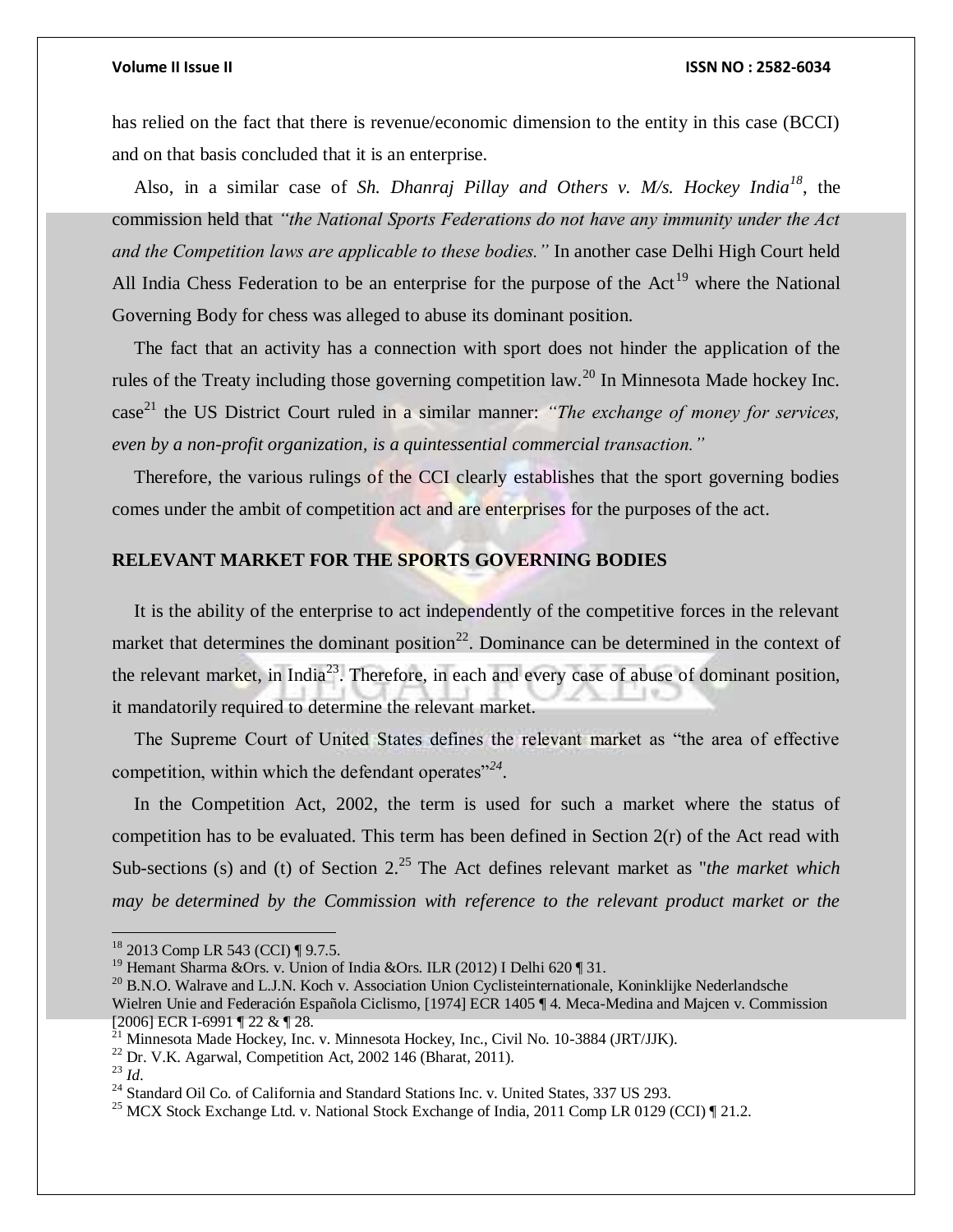has relied on the fact that there is revenue/economic dimension to the entity in this case (BCCI) and on that basis concluded that it is an enterprise.

Also, in a similar case of *Sh. Dhanraj Pillay and Others v. M/s. Hockey India*[18], the commission held that *"the National Sports Federations do not have any immunity under the Act and the Competition laws are applicable to these bodies."* In another case Delhi High Court held All India Chess Federation to be an enterprise for the purpose of the Act[19] where the National Governing Body for chess was alleged to abuse its dominant position.

The fact that an activity has a connection with sport does not hinder the application of the rules of the Treaty including those governing competition law.[20] In Minnesota Made hockey Inc. case[21] the US District Court ruled in a similar manner: *"The exchange of money for services, even by a non-profit organization, is a quintessential commercial transaction."*

Therefore, the various rulings of the CCI clearly establishes that the sport governing bodies comes under the ambit of competition act and are enterprises for the purposes of the act.

## RELEVANT MARKET FOR THE SPORTS GOVERNING BODIES

It is the ability of the enterprise to act independently of the competitive forces in the relevant market that determines the dominant position[22]. Dominance can be determined in the context of the relevant market, in India[23]. Therefore, in each and every case of abuse of dominant position, it mandatorily required to determine the relevant market.

The Supreme Court of United States defines the relevant market as "the area of effective competition, within which the defendant operates"[24].

In the Competition Act, 2002, the term is used for such a market where the status of competition has to be evaluated. This term has been defined in Section 2(r) of the Act read with Sub-sections (s) and (t) of Section 2.[25] The Act defines relevant market as "*the market which may be determined by the Commission with reference to the relevant product market or the*

---

[18] 2013 Comp LR 543 (CCI) ¶ 9.7.5.

[19] Hemant Sharma &Ors. v. Union of India &Ors. ILR (2012) I Delhi 620 ¶ 31.

[20] B.N.O. Walrave and L.J.N. Koch v. Association Union Cyclisteinternationale, Koninklijke Nederlandsche Wielren Unie and Federación Española Ciclismo, [1974] ECR 1405 ¶ 4. Meca-Medina and Majcen v. Commission [2006] ECR I-6991 ¶ 22 & ¶ 28.

[21] Minnesota Made Hockey, Inc. v. Minnesota Hockey, Inc., Civil No. 10-3884 (JRT/JJK).

[22] Dr. V.K. Agarwal, Competition Act, 2002 146 (Bharat, 2011).

[23] *Id.*

[24] Standard Oil Co. of California and Standard Stations Inc. v. United States, 337 US 293.

[25] MCX Stock Exchange Ltd. v. National Stock Exchange of India, 2011 Comp LR 0129 (CCI) ¶ 21.2.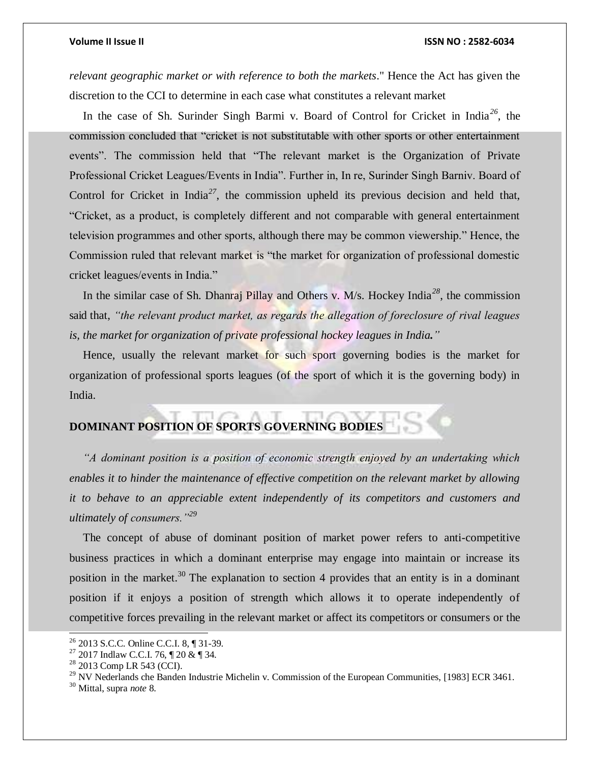*relevant geographic market or with reference to both the markets*." Hence the Act has given the discretion to the CCI to determine in each case what constitutes a relevant market

In the case of Sh. Surinder Singh Barmi v. Board of Control for Cricket in India[26], the commission concluded that "cricket is not substitutable with other sports or other entertainment events". The commission held that "The relevant market is the Organization of Private Professional Cricket Leagues/Events in India". Further in, In re, Surinder Singh Barniv. Board of Control for Cricket in India[27], the commission upheld its previous decision and held that, "Cricket, as a product, is completely different and not comparable with general entertainment television programmes and other sports, although there may be common viewership." Hence, the Commission ruled that relevant market is "the market for organization of professional domestic cricket leagues/events in India."

In the similar case of Sh. Dhanraj Pillay and Others v. M/s. Hockey India[28], the commission said that, *"the relevant product market, as regards the allegation of foreclosure of rival leagues is, the market for organization of private professional hockey leagues in India."*

Hence, usually the relevant market for such sport governing bodies is the market for organization of professional sports leagues (of the sport of which it is the governing body) in India.

## DOMINANT POSITION OF SPORTS GOVERNING BODIES

*"A dominant position is a position of economic strength enjoyed by an undertaking which enables it to hinder the maintenance of effective competition on the relevant market by allowing it to behave to an appreciable extent independently of its competitors and customers and ultimately of consumers."*[29]

The concept of abuse of dominant position of market power refers to anti-competitive business practices in which a dominant enterprise may engage into maintain or increase its position in the market.[30] The explanation to section 4 provides that an entity is in a dominant position if it enjoys a position of strength which allows it to operate independently of competitive forces prevailing in the relevant market or affect its competitors or consumers or the

---

[26] 2013 S.C.C. Online C.C.I. 8, ¶ 31-39.

[27] 2017 Indlaw C.C.I. 76, ¶ 20 & ¶ 34.

[28] 2013 Comp LR 543 (CCI).

[29] NV Nederlands che Banden Industrie Michelin v. Commission of the European Communities, [1983] ECR 3461.

[30] Mittal, supra *note* 8.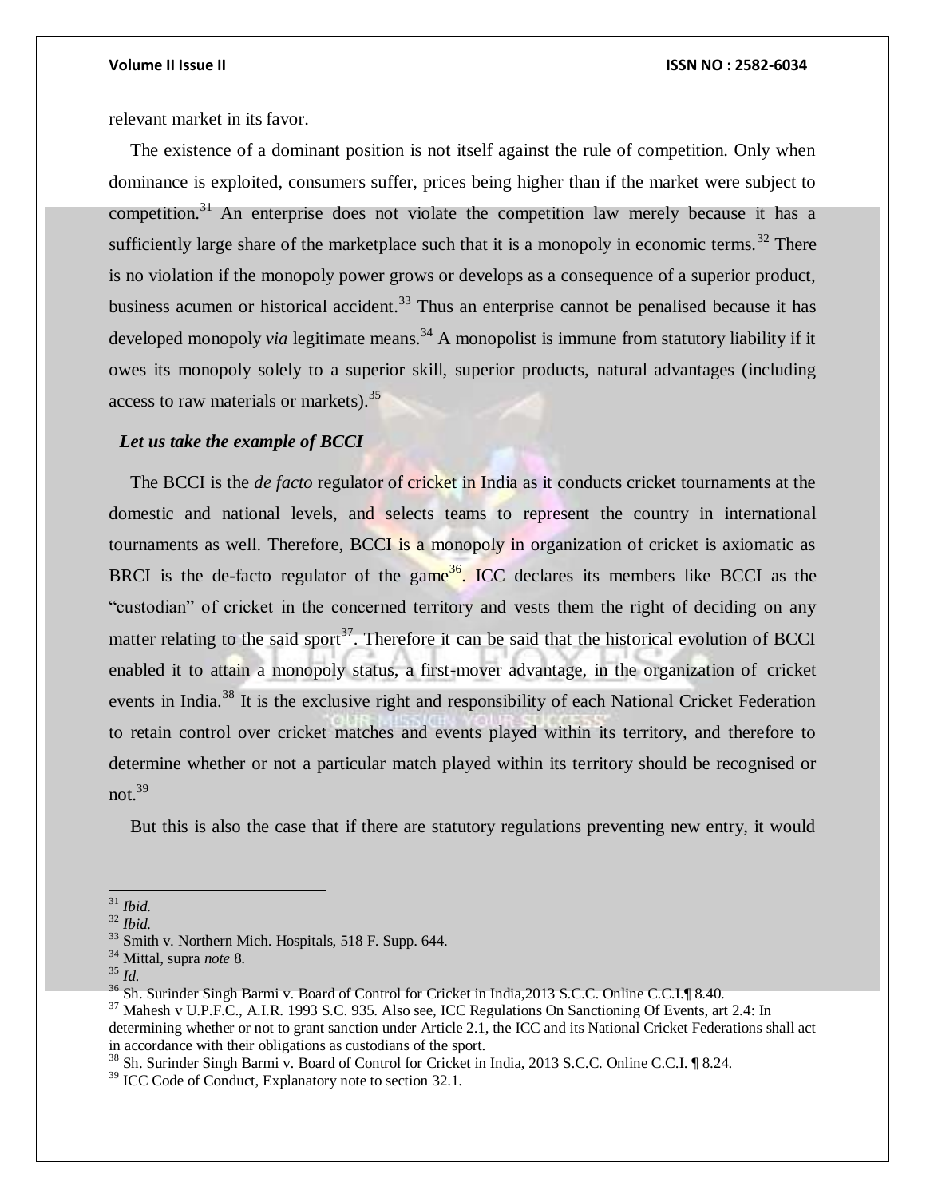relevant market in its favor.

The existence of a dominant position is not itself against the rule of competition. Only when dominance is exploited, consumers suffer, prices being higher than if the market were subject to competition.[31] An enterprise does not violate the competition law merely because it has a sufficiently large share of the marketplace such that it is a monopoly in economic terms.[32] There is no violation if the monopoly power grows or develops as a consequence of a superior product, business acumen or historical accident.[33] Thus an enterprise cannot be penalised because it has developed monopoly *via* legitimate means.[34] A monopolist is immune from statutory liability if it owes its monopoly solely to a superior skill, superior products, natural advantages (including access to raw materials or markets).[35]

***Let us take the example of BCCI***

The BCCI is the *de facto* regulator of cricket in India as it conducts cricket tournaments at the domestic and national levels, and selects teams to represent the country in international tournaments as well. Therefore, BCCI is a monopoly in organization of cricket is axiomatic as BRCI is the de-facto regulator of the game[36]. ICC declares its members like BCCI as the "custodian" of cricket in the concerned territory and vests them the right of deciding on any matter relating to the said sport[37]. Therefore it can be said that the historical evolution of BCCI enabled it to attain a monopoly status, a first-mover advantage, in the organization of cricket events in India.[38] It is the exclusive right and responsibility of each National Cricket Federation to retain control over cricket matches and events played within its territory, and therefore to determine whether or not a particular match played within its territory should be recognised or not.[39]

But this is also the case that if there are statutory regulations preventing new entry, it would

---

[31] *Ibid.*

[32] *Ibid.*

[33] Smith v. Northern Mich. Hospitals, 518 F. Supp. 644.

[34] Mittal, supra *note* 8.

[35] *Id.*

[36] Sh. Surinder Singh Barmi v. Board of Control for Cricket in India,2013 S.C.C. Online C.C.I.¶ 8.40.

[37] Mahesh v U.P.F.C., A.I.R. 1993 S.C. 935. Also see, ICC Regulations On Sanctioning Of Events, art 2.4: In determining whether or not to grant sanction under Article 2.1, the ICC and its National Cricket Federations shall act in accordance with their obligations as custodians of the sport.

[38] Sh. Surinder Singh Barmi v. Board of Control for Cricket in India, 2013 S.C.C. Online C.C.I. ¶ 8.24.

[39] ICC Code of Conduct, Explanatory note to section 32.1.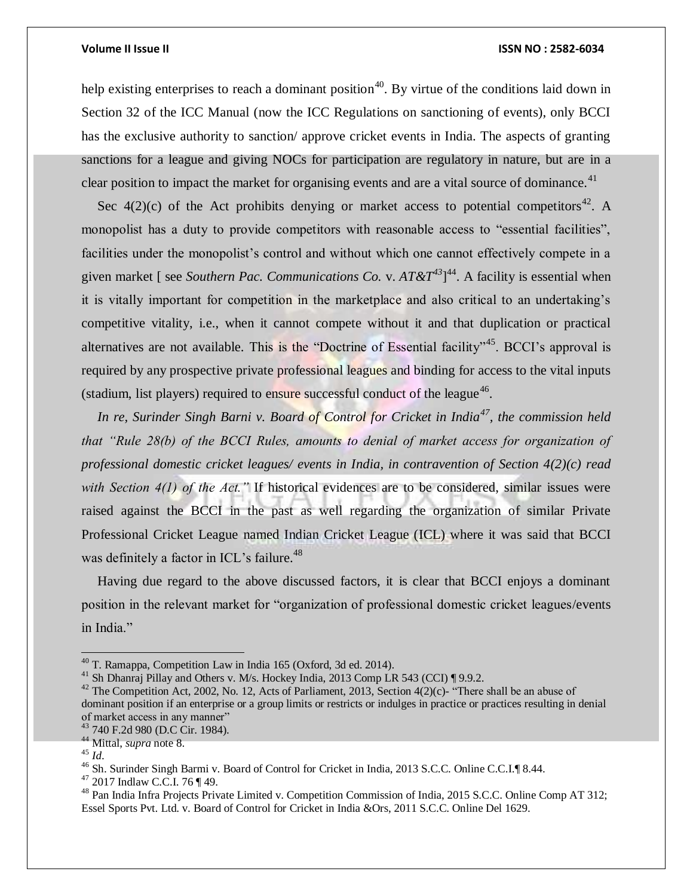help existing enterprises to reach a dominant position[40]. By virtue of the conditions laid down in Section 32 of the ICC Manual (now the ICC Regulations on sanctioning of events), only BCCI has the exclusive authority to sanction/ approve cricket events in India. The aspects of granting sanctions for a league and giving NOCs for participation are regulatory in nature, but are in a clear position to impact the market for organising events and are a vital source of dominance.[41]

Sec 4(2)(c) of the Act prohibits denying or market access to potential competitors[42]. A monopolist has a duty to provide competitors with reasonable access to "essential facilities", facilities under the monopolist's control and without which one cannot effectively compete in a given market [ see *Southern Pac. Communications Co.* v. *AT&T*[43]][44]. A facility is essential when it is vitally important for competition in the marketplace and also critical to an undertaking's competitive vitality, i.e., when it cannot compete without it and that duplication or practical alternatives are not available. This is the "Doctrine of Essential facility"[45]. BCCI's approval is required by any prospective private professional leagues and binding for access to the vital inputs (stadium, list players) required to ensure successful conduct of the league[46].

*In re, Surinder Singh Barni v. Board of Control for Cricket in India[47], the commission held that "Rule 28(b) of the BCCI Rules, amounts to denial of market access for organization of professional domestic cricket leagues/ events in India, in contravention of Section 4(2)(c) read with Section 4(1) of the Act."* If historical evidences are to be considered, similar issues were raised against the BCCI in the past as well regarding the organization of similar Private Professional Cricket League named Indian Cricket League (ICL) where it was said that BCCI was definitely a factor in ICL's failure.[48]

Having due regard to the above discussed factors, it is clear that BCCI enjoys a dominant position in the relevant market for "organization of professional domestic cricket leagues/events in India."

---

[40] T. Ramappa, Competition Law in India 165 (Oxford, 3d ed. 2014).

[41] Sh Dhanraj Pillay and Others v. M/s. Hockey India, 2013 Comp LR 543 (CCI) ¶ 9.9.2.

[42] The Competition Act, 2002, No. 12, Acts of Parliament, 2013, Section 4(2)(c)- "There shall be an abuse of dominant position if an enterprise or a group limits or restricts or indulges in practice or practices resulting in denial of market access in any manner"

[43] 740 F.2d 980 (D.C Cir. 1984).

[44] Mittal, *supra* note 8.

[45] *Id*.

[46] Sh. Surinder Singh Barmi v. Board of Control for Cricket in India, 2013 S.C.C. Online C.C.I.¶ 8.44.

[47] 2017 Indlaw C.C.I. 76 ¶ 49.

[48] Pan India Infra Projects Private Limited v. Competition Commission of India, 2015 S.C.C. Online Comp AT 312; Essel Sports Pvt. Ltd. v. Board of Control for Cricket in India &Ors, 2011 S.C.C. Online Del 1629.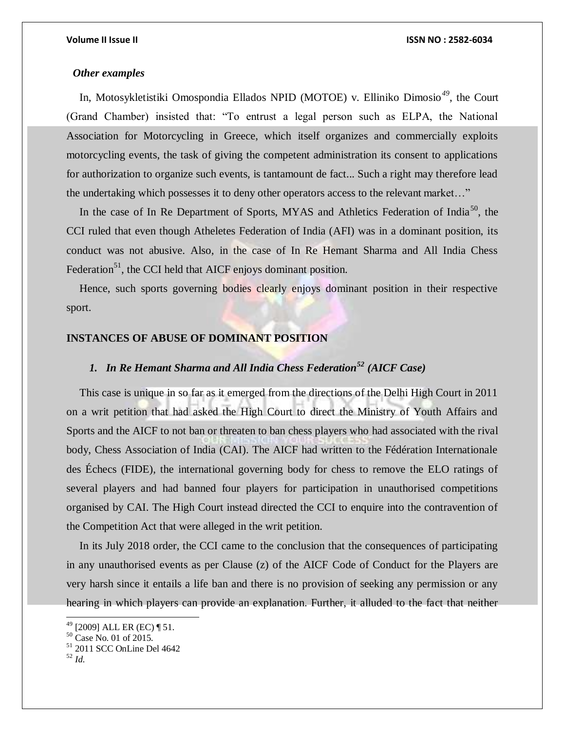*Other examples*

In, Motosykletistiki Omospondia Ellados NPID (MOTOE) v. Elliniko Dimosio*[49]*, the Court (Grand Chamber) insisted that: "To entrust a legal person such as ELPA, the National Association for Motorcycling in Greece, which itself organizes and commercially exploits motorcycling events, the task of giving the competent administration its consent to applications for authorization to organize such events, is tantamount de fact... Such a right may therefore lead the undertaking which possesses it to deny other operators access to the relevant market…"

In the case of In Re Department of Sports, MYAS and Athletics Federation of India[50], the CCI ruled that even though Atheletes Federation of India (AFI) was in a dominant position, its conduct was not abusive. Also, in the case of In Re Hemant Sharma and All India Chess Federation[51], the CCI held that AICF enjoys dominant position.

Hence, such sports governing bodies clearly enjoys dominant position in their respective sport.

## INSTANCES OF ABUSE OF DOMINANT POSITION

### *1. In Re Hemant Sharma and All India Chess Federation[52] (AICF Case)*

This case is unique in so far as it emerged from the directions of the Delhi High Court in 2011 on a writ petition that had asked the High Court to direct the Ministry of Youth Affairs and Sports and the AICF to not ban or threaten to ban chess players who had associated with the rival body, Chess Association of India (CAI). The AICF had written to the Fédération Internationale des Échecs (FIDE), the international governing body for chess to remove the ELO ratings of several players and had banned four players for participation in unauthorised competitions organised by CAI. The High Court instead directed the CCI to enquire into the contravention of the Competition Act that were alleged in the writ petition.

In its July 2018 order, the CCI came to the conclusion that the consequences of participating in any unauthorised events as per Clause (z) of the AICF Code of Conduct for the Players are very harsh since it entails a life ban and there is no provision of seeking any permission or any hearing in which players can provide an explanation. Further, it alluded to the fact that neither

---

[49] [2009] ALL ER (EC) ¶ 51.

[50] Case No. 01 of 2015.

[51] 2011 SCC OnLine Del 4642

[52] *Id.*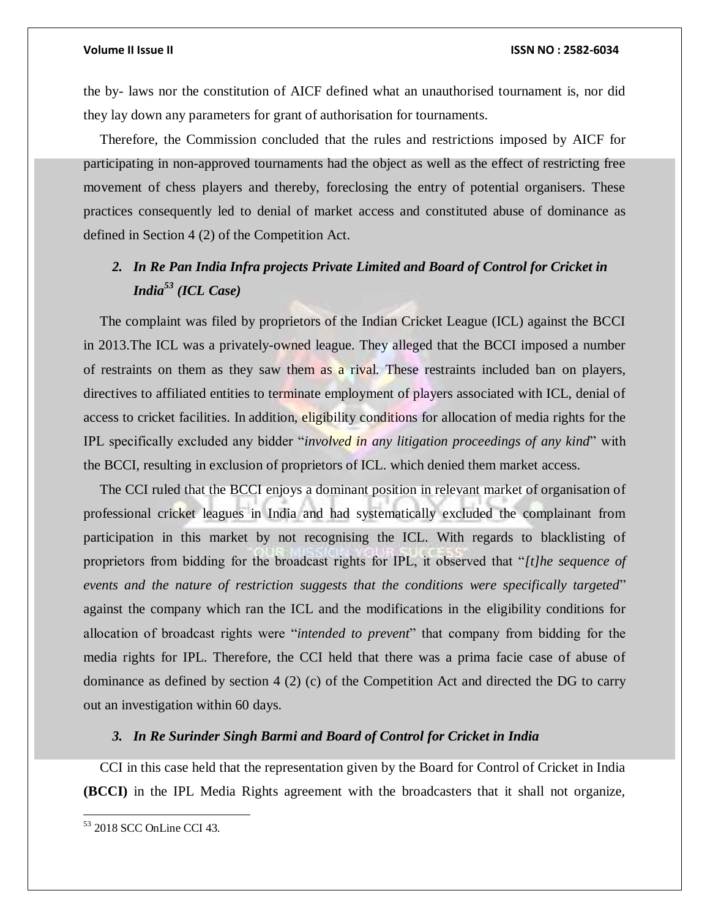the by- laws nor the constitution of AICF defined what an unauthorised tournament is, nor did they lay down any parameters for grant of authorisation for tournaments.

Therefore, the Commission concluded that the rules and restrictions imposed by AICF for participating in non-approved tournaments had the object as well as the effect of restricting free movement of chess players and thereby, foreclosing the entry of potential organisers. These practices consequently led to denial of market access and constituted abuse of dominance as defined in Section 4 (2) of the Competition Act.

### *2. In Re Pan India Infra projects Private Limited and Board of Control for Cricket in India[53] (ICL Case)*

The complaint was filed by proprietors of the Indian Cricket League (ICL) against the BCCI in 2013.The ICL was a privately-owned league. They alleged that the BCCI imposed a number of restraints on them as they saw them as a rival. These restraints included ban on players, directives to affiliated entities to terminate employment of players associated with ICL, denial of access to cricket facilities. In addition, eligibility conditions for allocation of media rights for the IPL specifically excluded any bidder "*involved in any litigation proceedings of any kind*" with the BCCI, resulting in exclusion of proprietors of ICL. which denied them market access.

The CCI ruled that the BCCI enjoys a dominant position in relevant market of organisation of professional cricket leagues in India and had systematically excluded the complainant from participation in this market by not recognising the ICL. With regards to blacklisting of proprietors from bidding for the broadcast rights for IPL, it observed that "*[t]he sequence of events and the nature of restriction suggests that the conditions were specifically targeted*" against the company which ran the ICL and the modifications in the eligibility conditions for allocation of broadcast rights were "*intended to prevent*" that company from bidding for the media rights for IPL. Therefore, the CCI held that there was a prima facie case of abuse of dominance as defined by section 4 (2) (c) of the Competition Act and directed the DG to carry out an investigation within 60 days.

### *3. In Re Surinder Singh Barmi and Board of Control for Cricket in India*

CCI in this case held that the representation given by the Board for Control of Cricket in India **(BCCI)** in the IPL Media Rights agreement with the broadcasters that it shall not organize,

[53] 2018 SCC OnLine CCI 43.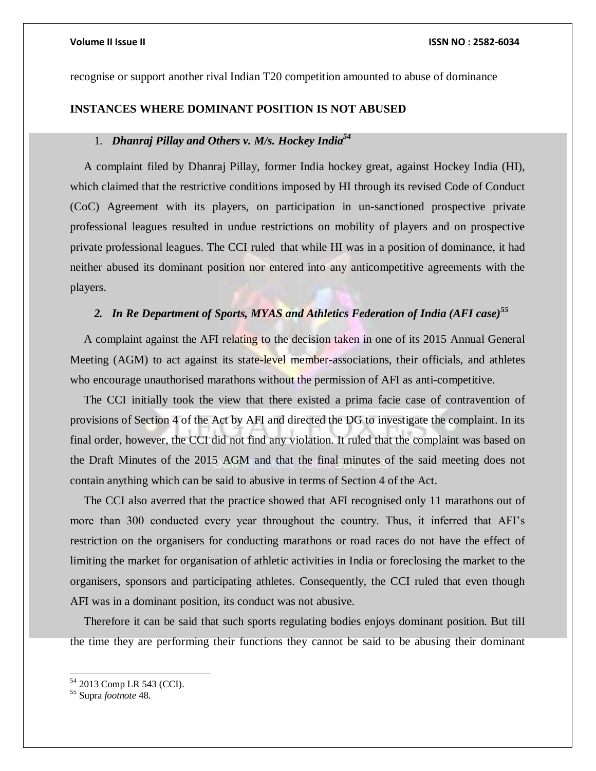recognise or support another rival Indian T20 competition amounted to abuse of dominance

**INSTANCES WHERE DOMINANT POSITION IS NOT ABUSED**

1. ***Dhanraj Pillay and Others v. M/s. Hockey India***[54]

A complaint filed by Dhanraj Pillay, former India hockey great, against Hockey India (HI), which claimed that the restrictive conditions imposed by HI through its revised Code of Conduct (CoC) Agreement with its players, on participation in un-sanctioned prospective private professional leagues resulted in undue restrictions on mobility of players and on prospective private professional leagues. The CCI ruled that while HI was in a position of dominance, it had neither abused its dominant position nor entered into any anticompetitive agreements with the players.

2. ***In Re Department of Sports, MYAS and Athletics Federation of India (AFI case)***[55]

A complaint against the AFI relating to the decision taken in one of its 2015 Annual General Meeting (AGM) to act against its state-level member-associations, their officials, and athletes who encourage unauthorised marathons without the permission of AFI as anti-competitive.

The CCI initially took the view that there existed a prima facie case of contravention of provisions of Section 4 of the Act by AFI and directed the DG to investigate the complaint. In its final order, however, the CCI did not find any violation. It ruled that the complaint was based on the Draft Minutes of the 2015 AGM and that the final minutes of the said meeting does not contain anything which can be said to abusive in terms of Section 4 of the Act.

The CCI also averred that the practice showed that AFI recognised only 11 marathons out of more than 300 conducted every year throughout the country. Thus, it inferred that AFI's restriction on the organisers for conducting marathons or road races do not have the effect of limiting the market for organisation of athletic activities in India or foreclosing the market to the organisers, sponsors and participating athletes. Consequently, the CCI ruled that even though AFI was in a dominant position, its conduct was not abusive.

Therefore it can be said that such sports regulating bodies enjoys dominant position. But till the time they are performing their functions they cannot be said to be abusing their dominant

---

[54] 2013 Comp LR 543 (CCI).

[55] Supra *footnote* 48.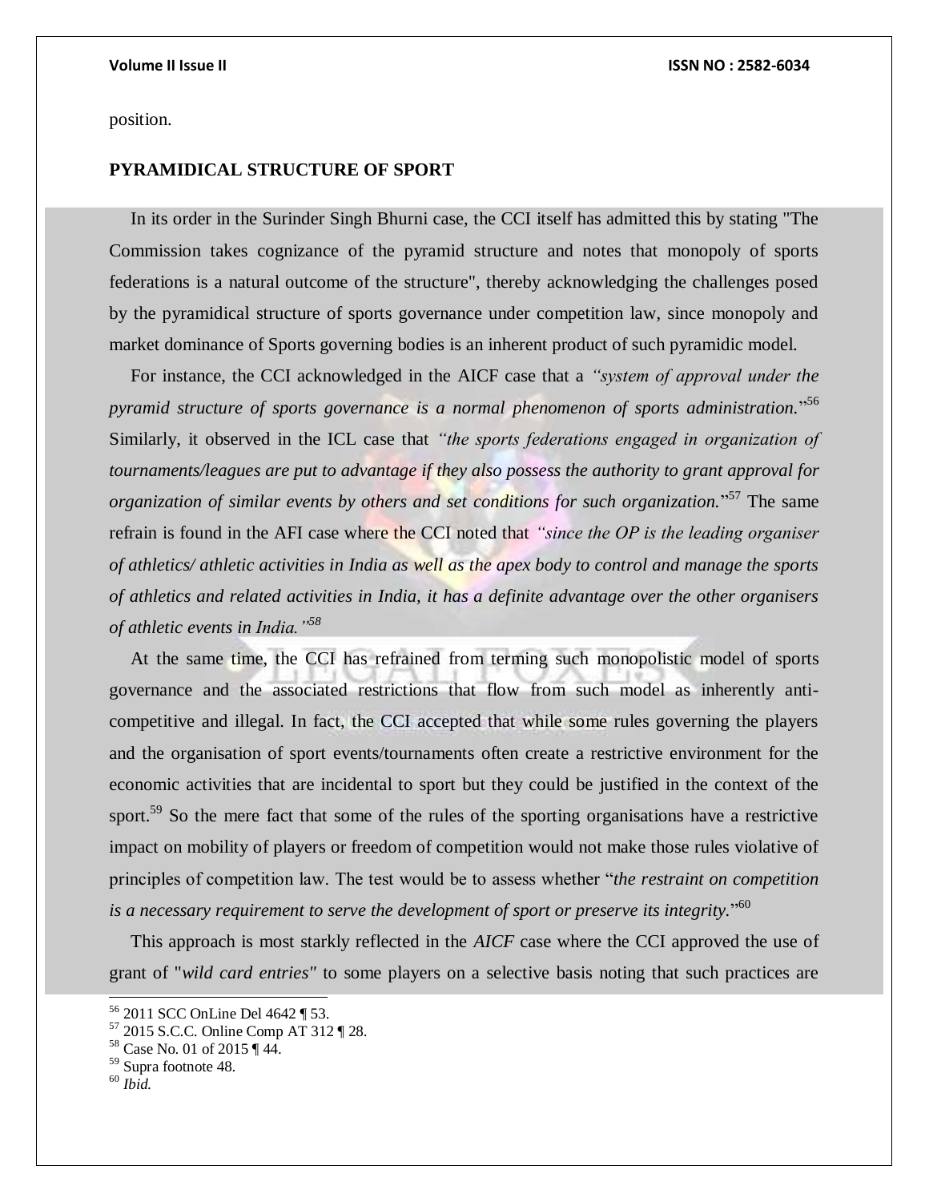position.

**PYRAMIDICAL STRUCTURE OF SPORT**

In its order in the Surinder Singh Bhurni case, the CCI itself has admitted this by stating "The Commission takes cognizance of the pyramid structure and notes that monopoly of sports federations is a natural outcome of the structure", thereby acknowledging the challenges posed by the pyramidical structure of sports governance under competition law, since monopoly and market dominance of Sports governing bodies is an inherent product of such pyramidic model.

For instance, the CCI acknowledged in the AICF case that a *"system of approval under the pyramid structure of sports governance is a normal phenomenon of sports administration.*"[56] Similarly, it observed in the ICL case that *"the sports federations engaged in organization of tournaments/leagues are put to advantage if they also possess the authority to grant approval for organization of similar events by others and set conditions for such organization.*"[57] The same refrain is found in the AFI case where the CCI noted that *"since the OP is the leading organiser of athletics/ athletic activities in India as well as the apex body to control and manage the sports of athletics and related activities in India, it has a definite advantage over the other organisers of athletic events in India."*[58]

At the same time, the CCI has refrained from terming such monopolistic model of sports governance and the associated restrictions that flow from such model as inherently anti-competitive and illegal. In fact, the CCI accepted that while some rules governing the players and the organisation of sport events/tournaments often create a restrictive environment for the economic activities that are incidental to sport but they could be justified in the context of the sport.[59] So the mere fact that some of the rules of the sporting organisations have a restrictive impact on mobility of players or freedom of competition would not make those rules violative of principles of competition law. The test would be to assess whether "*the restraint on competition is a necessary requirement to serve the development of sport or preserve its integrity.*"[60]

This approach is most starkly reflected in the *AICF* case where the CCI approved the use of grant of "*wild card entries"* to some players on a selective basis noting that such practices are

---

[56] 2011 SCC OnLine Del 4642 ¶ 53.

[57] 2015 S.C.C. Online Comp AT 312 ¶ 28.

[58] Case No. 01 of 2015 ¶ 44.

[59] Supra footnote 48.

[60] *Ibid.*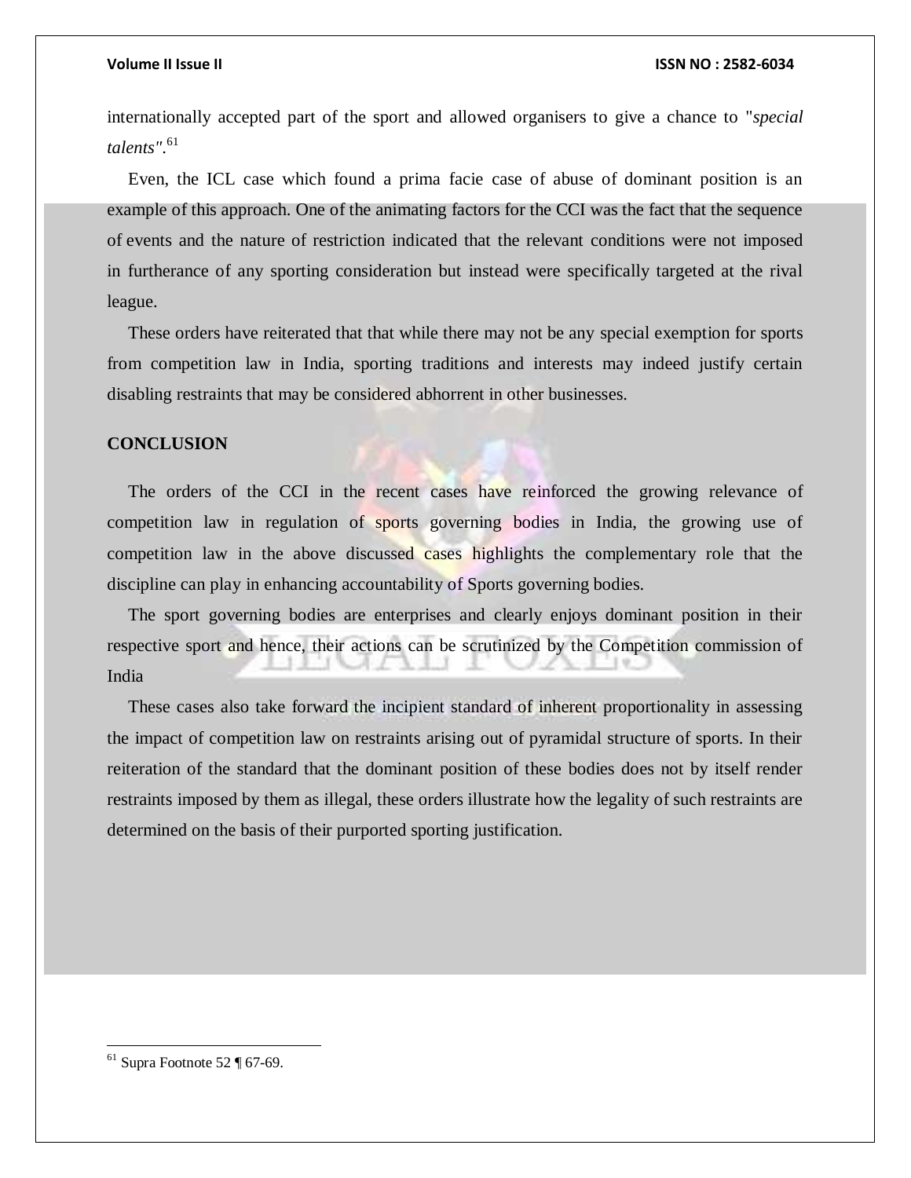internationally accepted part of the sport and allowed organisers to give a chance to "*special talents"*.[61]

Even, the ICL case which found a prima facie case of abuse of dominant position is an example of this approach. One of the animating factors for the CCI was the fact that the sequence of events and the nature of restriction indicated that the relevant conditions were not imposed in furtherance of any sporting consideration but instead were specifically targeted at the rival league.

These orders have reiterated that that while there may not be any special exemption for sports from competition law in India, sporting traditions and interests may indeed justify certain disabling restraints that may be considered abhorrent in other businesses.

## CONCLUSION

The orders of the CCI in the recent cases have reinforced the growing relevance of competition law in regulation of sports governing bodies in India, the growing use of competition law in the above discussed cases highlights the complementary role that the discipline can play in enhancing accountability of Sports governing bodies.

The sport governing bodies are enterprises and clearly enjoys dominant position in their respective sport and hence, their actions can be scrutinized by the Competition commission of India

These cases also take forward the incipient standard of inherent proportionality in assessing the impact of competition law on restraints arising out of pyramidal structure of sports. In their reiteration of the standard that the dominant position of these bodies does not by itself render restraints imposed by them as illegal, these orders illustrate how the legality of such restraints are determined on the basis of their purported sporting justification.

---

[61] Supra Footnote 52 ¶ 67-69.